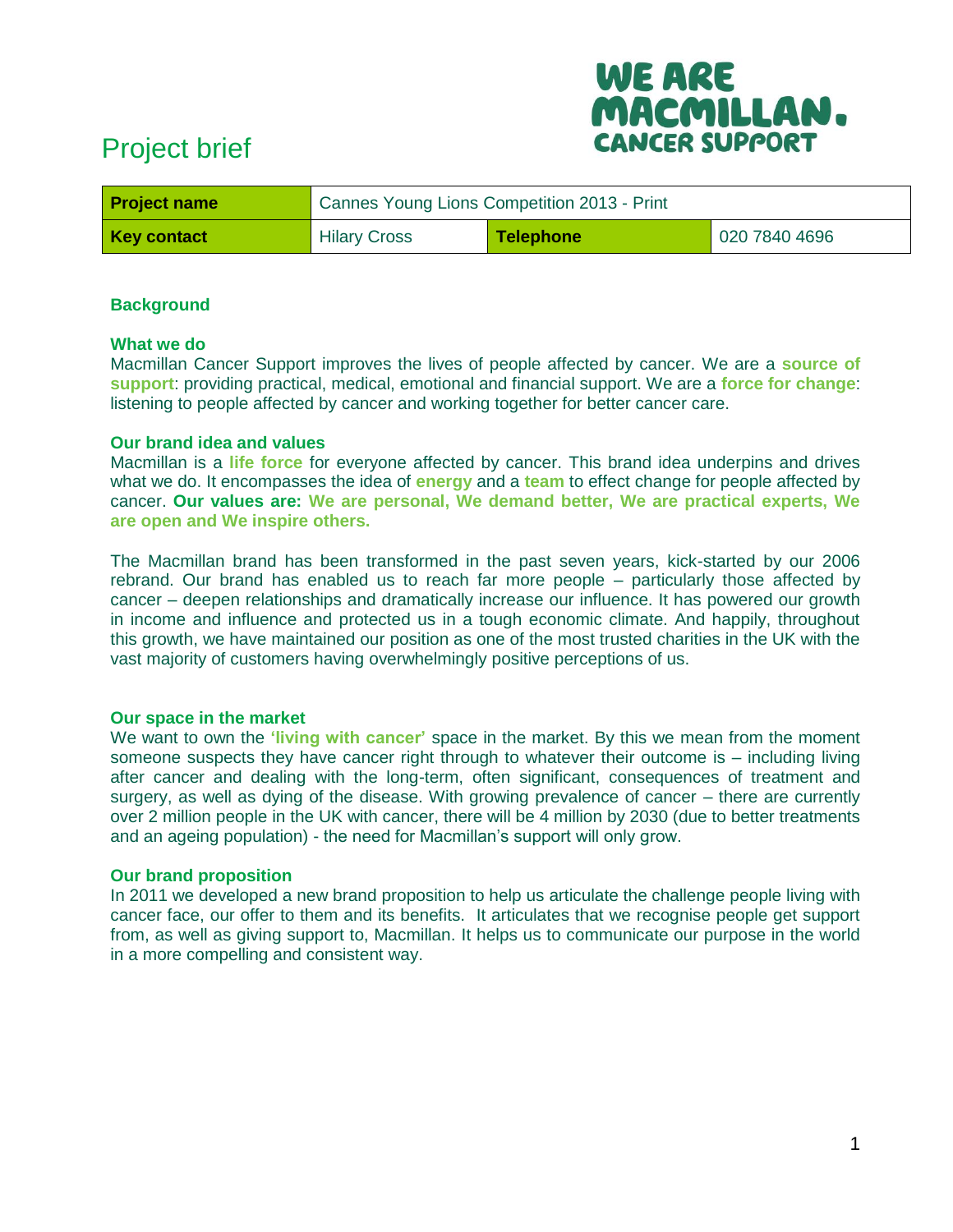# Project brief

WE ARE MACMILLAN. CANCER SUPPORT

| **Project name** | Cannes Young Lions Competition 2013 - Print | | |
|---|---|---|---|
| **Key contact** | Hilary Cross | **Telephone** | 020 7840 4696 |

## Background

### What we do

Macmillan Cancer Support improves the lives of people affected by cancer. We are a **source of support**: providing practical, medical, emotional and financial support. We are a **force for change**: listening to people affected by cancer and working together for better cancer care.

### Our brand idea and values

Macmillan is a **life force** for everyone affected by cancer. This brand idea underpins and drives what we do. It encompasses the idea of **energy** and a **team** to effect change for people affected by cancer. **Our values are: We are personal, We demand better, We are practical experts, We are open and We inspire others.**

The Macmillan brand has been transformed in the past seven years, kick-started by our 2006 rebrand. Our brand has enabled us to reach far more people – particularly those affected by cancer – deepen relationships and dramatically increase our influence. It has powered our growth in income and influence and protected us in a tough economic climate. And happily, throughout this growth, we have maintained our position as one of the most trusted charities in the UK with the vast majority of customers having overwhelmingly positive perceptions of us.

### Our space in the market

We want to own the **'living with cancer'** space in the market. By this we mean from the moment someone suspects they have cancer right through to whatever their outcome is – including living after cancer and dealing with the long-term, often significant, consequences of treatment and surgery, as well as dying of the disease. With growing prevalence of cancer – there are currently over 2 million people in the UK with cancer, there will be 4 million by 2030 (due to better treatments and an ageing population) - the need for Macmillan's support will only grow.

### Our brand proposition

In 2011 we developed a new brand proposition to help us articulate the challenge people living with cancer face, our offer to them and its benefits. It articulates that we recognise people get support from, as well as giving support to, Macmillan. It helps us to communicate our purpose in the world in a more compelling and consistent way.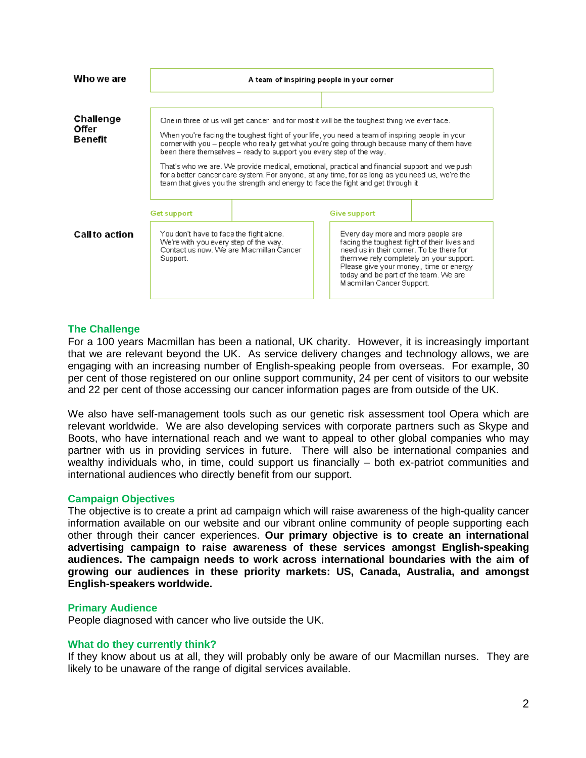| | | |
|---|---|---|
| **Who we are** | **A team of inspiring people in your corner** | |
| **Challenge Offer Benefit** | One in three of us will get cancer, and for most it will be the toughest thing we ever face.<br><br>When you're facing the toughest fight of your life, you need a team of inspiring people in your corner with you – people who really get what you're going through because many of them have been there themselves – ready to support you every step of the way.<br><br>That's who we are. We provide medical, emotional, practical and financial support and we push for a better cancer care system. For anyone, at any time, for as long as you need us, we're the team that gives you the strength and energy to face the fight and get through it. | |
| | **Get support** | **Give support** |
| **Call to action** | You don't have to face the fight alone. We're with you every step of the way. Contact us now. We are Macmillan Cancer Support. | Every day more and more people are facing the toughest fight of their lives and need us in their corner. To be there for them we rely completely on your support. Please give your money, time or energy today and be part of the team. We are Macmillan Cancer Support. |

## The Challenge

For a 100 years Macmillan has been a national, UK charity. However, it is increasingly important that we are relevant beyond the UK. As service delivery changes and technology allows, we are engaging with an increasing number of English-speaking people from overseas. For example, 30 per cent of those registered on our online support community, 24 per cent of visitors to our website and 22 per cent of those accessing our cancer information pages are from outside of the UK.

We also have self-management tools such as our genetic risk assessment tool Opera which are relevant worldwide. We are also developing services with corporate partners such as Skype and Boots, who have international reach and we want to appeal to other global companies who may partner with us in providing services in future. There will also be international companies and wealthy individuals who, in time, could support us financially – both ex-patriot communities and international audiences who directly benefit from our support.

## Campaign Objectives

The objective is to create a print ad campaign which will raise awareness of the high-quality cancer information available on our website and our vibrant online community of people supporting each other through their cancer experiences. **Our primary objective is to create an international advertising campaign to raise awareness of these services amongst English-speaking audiences. The campaign needs to work across international boundaries with the aim of growing our audiences in these priority markets: US, Canada, Australia, and amongst English-speakers worldwide.**

## Primary Audience

People diagnosed with cancer who live outside the UK.

## What do they currently think?

If they know about us at all, they will probably only be aware of our Macmillan nurses. They are likely to be unaware of the range of digital services available.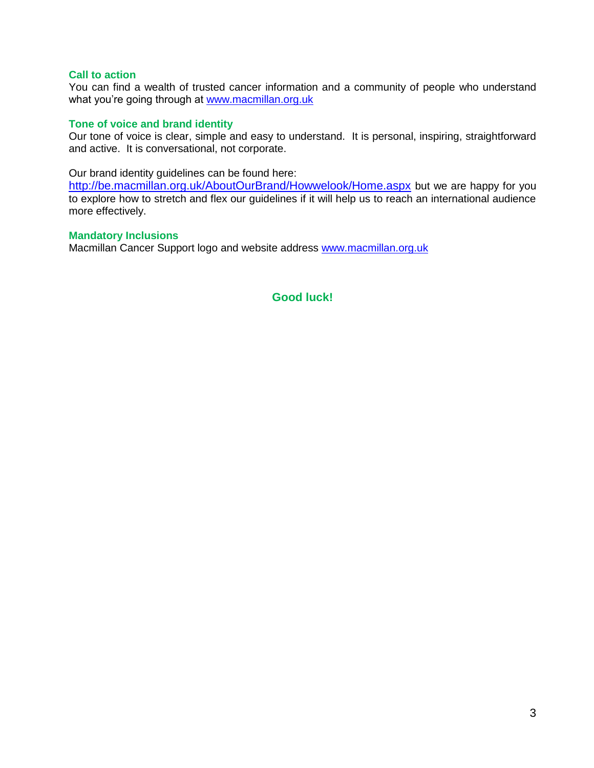### Call to action

You can find a wealth of trusted cancer information and a community of people who understand what you're going through at www.macmillan.org.uk

### Tone of voice and brand identity

Our tone of voice is clear, simple and easy to understand. It is personal, inspiring, straightforward and active. It is conversational, not corporate.

Our brand identity guidelines can be found here: http://be.macmillan.org.uk/AboutOurBrand/Howwelook/Home.aspx but we are happy for you to explore how to stretch and flex our guidelines if it will help us to reach an international audience more effectively.

### Mandatory Inclusions

Macmillan Cancer Support logo and website address www.macmillan.org.uk

**Good luck!**